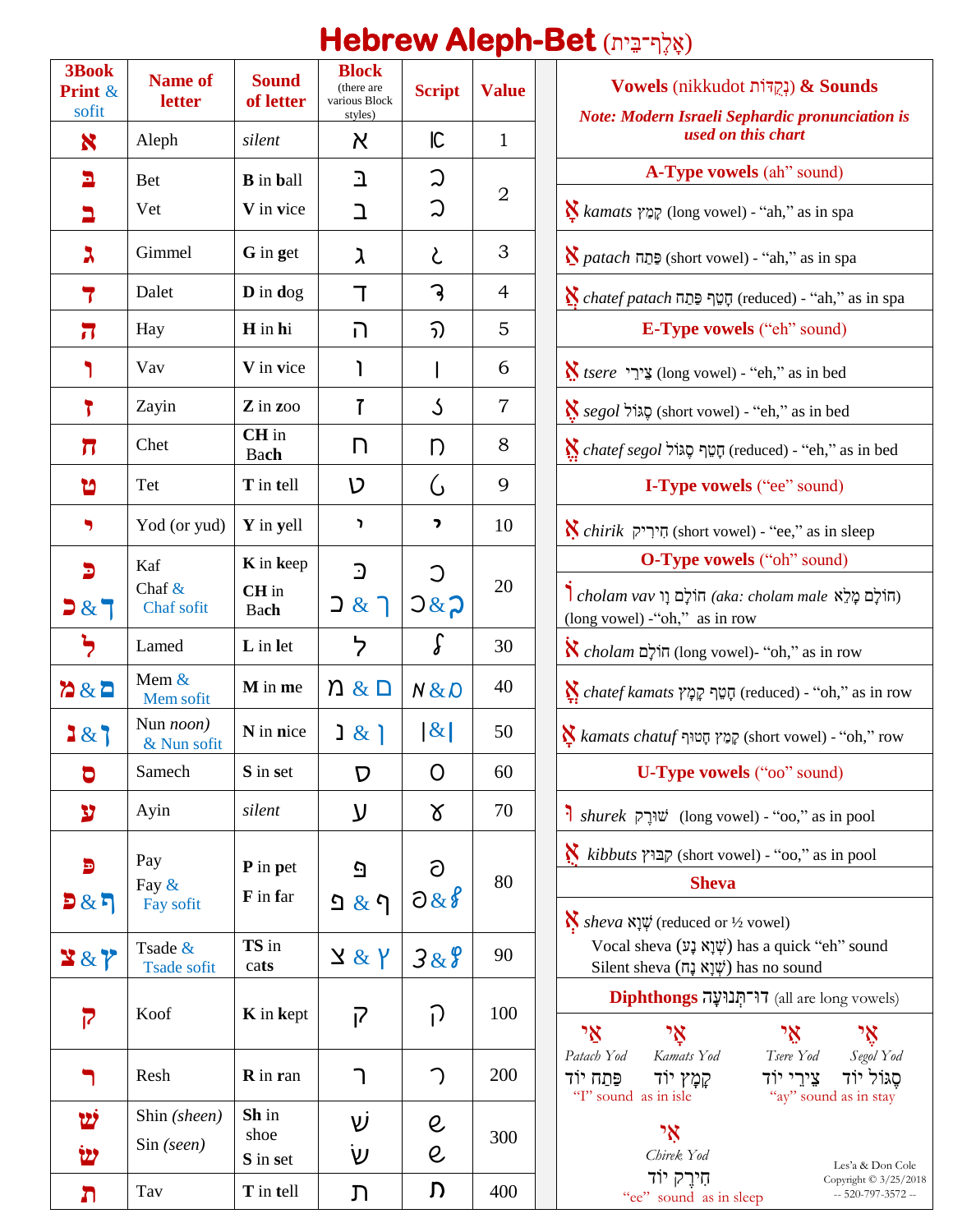# Hebrew Aleph-Bet (אָלֶף־בֵּית)

| 3Book Print & sofit | Name of letter | Sound of letter | Block (there are various Block styles) | Script | Value |
|---|---|---|---|---|---|
| א | Aleph | *silent* | א | א | 1 |
| בּ<br>ב | Bet<br>Vet | **B** in **b**all<br>**V** in **v**ice | בּ<br>ב | בּ<br>ב | 2 |
| ג | Gimmel | **G** in **g**et | ג | ג | 3 |
| ד | Dalet | **D** in **d**og | ד | ד | 4 |
| ה | Hay | **H** in **h**i | ה | ה | 5 |
| ו | Vav | **V** in **v**ice | ו | ו | 6 |
| ז | Zayin | **Z** in **z**oo | ז | ז | 7 |
| ח | Chet | **CH** in Ba**ch** | ח | ח | 8 |
| ט | Tet | **T** in **t**ell | ט | ט | 9 |
| י | Yod (or yud) | **Y** in **y**ell | י | י | 10 |
| כּ<br>כ & ך | Kaf<br>Chaf & Chaf sofit | **K** in **k**eep<br>**CH** in Ba**ch** | כּ<br>כ & ך | כּ<br>כ & ך | 20 |
| ל | Lamed | **L** in **l**et | ל | ל | 30 |
| מ & ם | Mem & Mem sofit | **M** in **m**e | מ & ם | מ & ם | 40 |
| נ & ן | Nun *noon)* & Nun sofit | **N** in **n**ice | נ & ן | נ & ן | 50 |
| ס | Samech | **S** in **s**et | ס | ס | 60 |
| ע | Ayin | *silent* | ע | ע | 70 |
| פּ<br>פ & ף | Pay<br>Fay & Fay sofit | **P** in **p**et<br>**F** in **f**ar | פּ<br>פ & ף | פּ<br>פ & ף | 80 |
| צ & ץ | Tsade & Tsade sofit | **TS** in ca**ts** | צ & ץ | צ & ץ | 90 |
| ק | Koof | **K** in **k**ept | ק | ק | 100 |
| ר | Resh | **R** in **r**an | ר | ר | 200 |
| שׁ<br>שׂ | Shin *(sheen)*<br>Sin *(seen)* | **Sh** in **sh**oe<br>**S** in **s**et | שׁ<br>שׂ | שׁ<br>שׂ | 300 |
| ת | Tav | **T** in **t**ell | ת | ת | 400 |

## Vowels (nikkudot נְקֻדּוֹת) & Sounds

***Note: Modern Israeli Sephardic pronunciation is used on this chart***

### A-Type vowels (ah" sound)

- אָ *kamats* קָמָץ (long vowel) - "ah," as in spa
- אַ *patach* פַּתַח (short vowel) - "ah," as in spa
- אֲ *chatef patach* חֲטַף פַּתַח (reduced) - "ah," as in spa

### E-Type vowels ("eh" sound)

- אֵ *tsere* צֵירֵי (long vowel) - "eh," as in bed
- אֶ *segol* סֶגּוֹל (short vowel) - "eh," as in bed
- אֱ *chatef segol* חֲטַף סֶגּוֹל (reduced) - "eh," as in bed

### I-Type vowels ("ee" sound)

- אִ *chirik* חִירִיק (short vowel) - "ee," as in sleep

### O-Type vowels ("oh" sound)

- וֹ *cholam vav* חוֹלָם וָו *(aka: cholam male* חוֹלָם מָלֵא) (long vowel) -"oh," as in row
- אֹ *cholam* חוֹלָם (long vowel)- "oh," as in row
- אֳ *chatef kamats* חֲטַף קָמָץ (reduced) - "oh," as in row
- אָ *kamats chatuf* קָמָץ חָטוּף (short vowel) - "oh," row

### U-Type vowels ("oo" sound)

- וּ *shurek* שׁוּרֶק (long vowel) - "oo," as in pool
- אֻ *kibbuts* קִבּוּץ (short vowel) - "oo," as in pool

### Sheva

- אְ *sheva* שְׁוָא (reduced or ½ vowel)
  - Vocal sheva (שְׁוָא נָע) has a quick "eh" sound
  - Silent sheva (שְׁוָא נָח) has no sound

### Diphthongs דוּ־תְּנוּעָה (all are long vowels)

- אַי *Patach Yod* פַּתַח יוֹד and אָי *Kamats Yod* קָמָץ יוֹד — "I" sound as in isle
- אֵי *Tsere Yod* צֵירֵי יוֹד and אֶי *Segol Yod* סֶגּוֹל יוֹד — "ay" sound as in stay
- אִי *Chirek Yod* חִירֶק יוֹד — "ee" sound as in sleep

Les'a & Don Cole
Copyright © 3/25/2018
-- 520-797-3572 --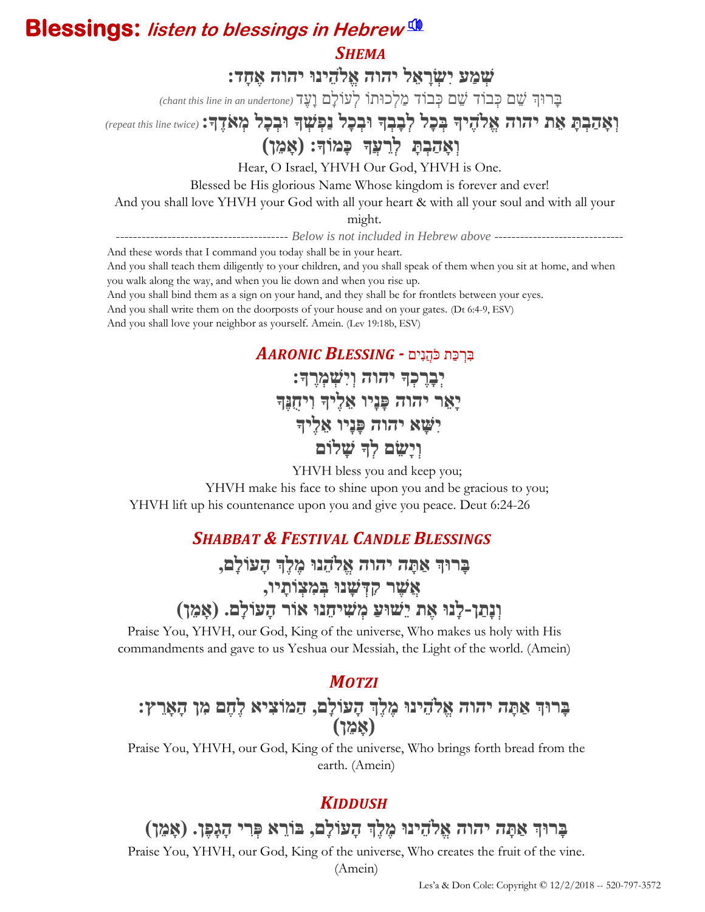# **Blessings:** *listen to blessings in Hebrew*

## *SHEMA*

**שְׁמַע יִשְׂרָאֵל יהוה אֱלֹהֵינוּ יהוה אֶחָד:**

בָּרוּךְ שֵׁם כְּבוֹד מַלְכוּתוֹ לְעוֹלָם וָעֶד *(chant this line in an undertone)*

**וְאָהַבְתָּ אֵת יהוה אֱלֹהֶיךָ בְּכָל לְבָבְךָ וּבְכָל נַפְשְׁךָ וּבְכָל מְאֹדֶךָ:** *(repeat this line twice)*

**וְאָהַבְתָּ לְרֵעֲךָ כָּמוֹךָ: (אָמֵן)**

Hear, O Israel, YHVH Our God, YHVH is One.

Blessed be His glorious Name Whose kingdom is forever and ever!

And you shall love YHVH your God with all your heart & with all your soul and with all your might.

---------------------------------------- *Below is not included in Hebrew above* ------------------------------

And these words that I command you today shall be in your heart.

And you shall teach them diligently to your children, and you shall speak of them when you sit at home, and when you walk along the way, and when you lie down and when you rise up.

And you shall bind them as a sign on your hand, and they shall be for frontlets between your eyes.

And you shall write them on the doorposts of your house and on your gates. (Dt 6:4-9, ESV)

And you shall love your neighbor as yourself. Amein. (Lev 19:18b, ESV)

## *AARONIC BLESSING* - בִּרְכַּת כֹּהֲנִים

**יְבָרֶכְךָ יהוה וְיִשְׁמְרֶךָ:**
**יָאֵר יהוה פָּנָיו אֵלֶיךָ וִיחֻנֶּךָּ**
**יִשָּׂא יהוה פָּנָיו אֵלֶיךָ**
**וְיָשֵׂם לְךָ שָׁלוֹם**

YHVH bless you and keep you;
YHVH make his face to shine upon you and be gracious to you;
YHVH lift up his countenance upon you and give you peace. Deut 6:24-26

## *SHABBAT & FESTIVAL CANDLE BLESSINGS*

**בָּרוּךְ אַתָּה יהוה אֱלֹהֵנוּ מֶלֶךְ הָעוֹלָם,**
**אֲשֶׁר קִדְּשָׁנוּ בְּמִצְוֹתָיו,**
**וְנָתַן-לָנוּ אֶת יֵשׁוּעַ מְשִׁיחֵנוּ אוֹר הָעוֹלָם. (אָמֵן)**

Praise You, YHVH, our God, King of the universe, Who makes us holy with His commandments and gave to us Yeshua our Messiah, the Light of the world. (Amein)

## *MOTZI*

**בָּרוּךְ אַתָּה יהוה אֱלֹהֵינוּ מֶלֶךְ הָעוֹלָם, הַמּוֹצִיא לֶחֶם מִן הָאָרֶץ: (אָמֵן)**

Praise You, YHVH, our God, King of the universe, Who brings forth bread from the earth. (Amein)

## *KIDDUSH*

**בָּרוּךְ אַתָּה יהוה אֱלֹהֵינוּ מֶלֶךְ הָעוֹלָם, בּוֹרֵא פְּרִי הַגָּפֶן. (אָמֵן)**

Praise You, YHVH, our God, King of the universe, Who creates the fruit of the vine. (Amein)

Les'a & Don Cole: Copyright © 12/2/2018 -- 520-797-3572